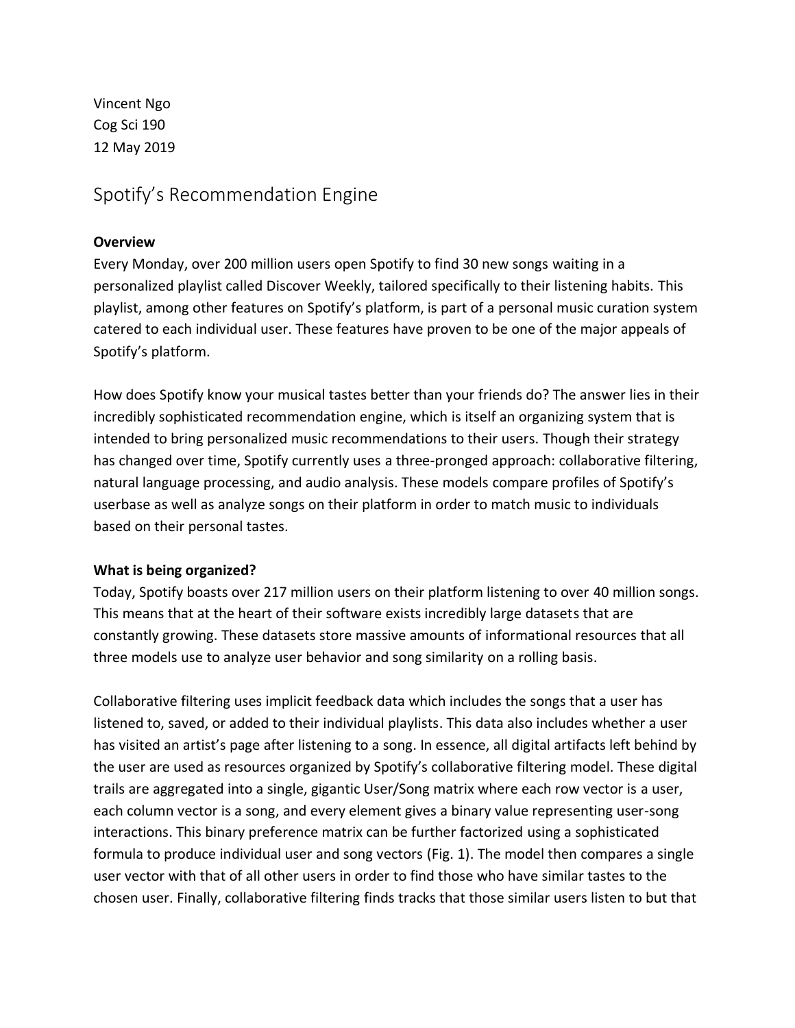Vincent Ngo
Cog Sci 190
12 May 2019

# Spotify's Recommendation Engine

**Overview**

Every Monday, over 200 million users open Spotify to find 30 new songs waiting in a personalized playlist called Discover Weekly, tailored specifically to their listening habits. This playlist, among other features on Spotify's platform, is part of a personal music curation system catered to each individual user. These features have proven to be one of the major appeals of Spotify's platform.

How does Spotify know your musical tastes better than your friends do? The answer lies in their incredibly sophisticated recommendation engine, which is itself an organizing system that is intended to bring personalized music recommendations to their users. Though their strategy has changed over time, Spotify currently uses a three-pronged approach: collaborative filtering, natural language processing, and audio analysis. These models compare profiles of Spotify's userbase as well as analyze songs on their platform in order to match music to individuals based on their personal tastes.

**What is being organized?**

Today, Spotify boasts over 217 million users on their platform listening to over 40 million songs. This means that at the heart of their software exists incredibly large datasets that are constantly growing. These datasets store massive amounts of informational resources that all three models use to analyze user behavior and song similarity on a rolling basis.

Collaborative filtering uses implicit feedback data which includes the songs that a user has listened to, saved, or added to their individual playlists. This data also includes whether a user has visited an artist's page after listening to a song. In essence, all digital artifacts left behind by the user are used as resources organized by Spotify's collaborative filtering model. These digital trails are aggregated into a single, gigantic User/Song matrix where each row vector is a user, each column vector is a song, and every element gives a binary value representing user-song interactions. This binary preference matrix can be further factorized using a sophisticated formula to produce individual user and song vectors (Fig. 1). The model then compares a single user vector with that of all other users in order to find those who have similar tastes to the chosen user. Finally, collaborative filtering finds tracks that those similar users listen to but that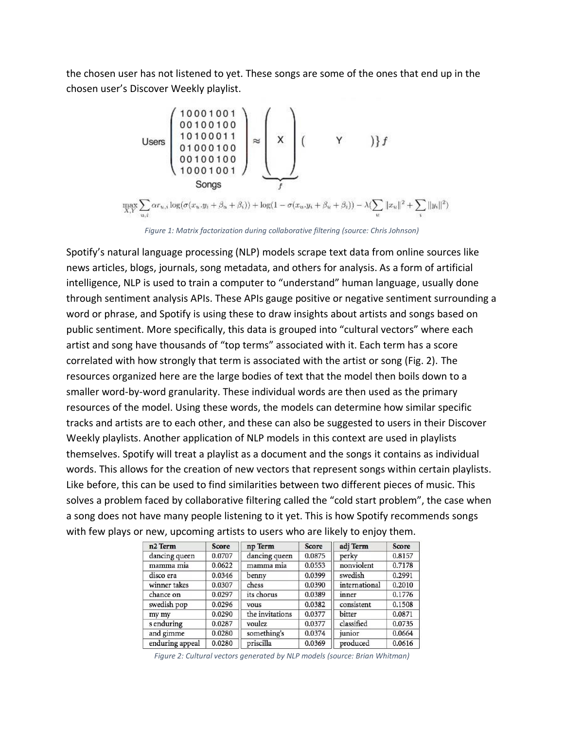the chosen user has not listened to yet. These songs are some of the ones that end up in the chosen user's Discover Weekly playlist.

$$\text{Users}\begin{pmatrix} 10001001 \\ 00100100 \\ 10100011 \\ 01000100 \\ 00100100 \\ 10001001 \end{pmatrix} \approx \underbrace{\begin{pmatrix} \\ X \\ \\ \end{pmatrix}}_{f} \left.\begin{pmatrix} & Y & \end{pmatrix}\right\} f$$

Songs

$$\max_{X,Y} \sum_{u,i} \alpha r_{u,i} \log(\sigma(x_u \cdot y_i + \beta_u + \beta_i)) + \log(1 - \sigma(x_u \cdot y_i + \beta_u + \beta_i)) - \lambda(\sum_u \|x_u\|^2 + \sum_i \|y_i\|^2)$$

*Figure 1: Matrix factorization during collaborative filtering (source: Chris Johnson)*

Spotify's natural language processing (NLP) models scrape text data from online sources like news articles, blogs, journals, song metadata, and others for analysis. As a form of artificial intelligence, NLP is used to train a computer to "understand" human language, usually done through sentiment analysis APIs. These APIs gauge positive or negative sentiment surrounding a word or phrase, and Spotify is using these to draw insights about artists and songs based on public sentiment. More specifically, this data is grouped into "cultural vectors" where each artist and song have thousands of "top terms" associated with it. Each term has a score correlated with how strongly that term is associated with the artist or song (Fig. 2). The resources organized here are the large bodies of text that the model then boils down to a smaller word-by-word granularity. These individual words are then used as the primary resources of the model. Using these words, the models can determine how similar specific tracks and artists are to each other, and these can also be suggested to users in their Discover Weekly playlists. Another application of NLP models in this context are used in playlists themselves. Spotify will treat a playlist as a document and the songs it contains as individual words. This allows for the creation of new vectors that represent songs within certain playlists. Like before, this can be used to find similarities between two different pieces of music. This solves a problem faced by collaborative filtering called the "cold start problem", the case when a song does not have many people listening to it yet. This is how Spotify recommends songs with few plays or new, upcoming artists to users who are likely to enjoy them.

| n2 Term | Score | np Term | Score | adj Term | Score |
|---|---|---|---|---|---|
| dancing queen | 0.0707 | dancing queen | 0.0875 | perky | 0.8157 |
| mamma mia | 0.0622 | mamma mia | 0.0553 | nonviolent | 0.7178 |
| disco era | 0.0346 | benny | 0.0399 | swedish | 0.2991 |
| winner takes | 0.0307 | chess | 0.0390 | international | 0.2010 |
| chance on | 0.0297 | its chorus | 0.0389 | inner | 0.1776 |
| swedish pop | 0.0296 | vous | 0.0382 | consistent | 0.1508 |
| my my | 0.0290 | the invitations | 0.0377 | bitter | 0.0871 |
| s enduring | 0.0287 | voulez | 0.0377 | classified | 0.0735 |
| and gimme | 0.0280 | something's | 0.0374 | junior | 0.0664 |
| enduring appeal | 0.0280 | priscilla | 0.0369 | produced | 0.0616 |

*Figure 2: Cultural vectors generated by NLP models (source: Brian Whitman)*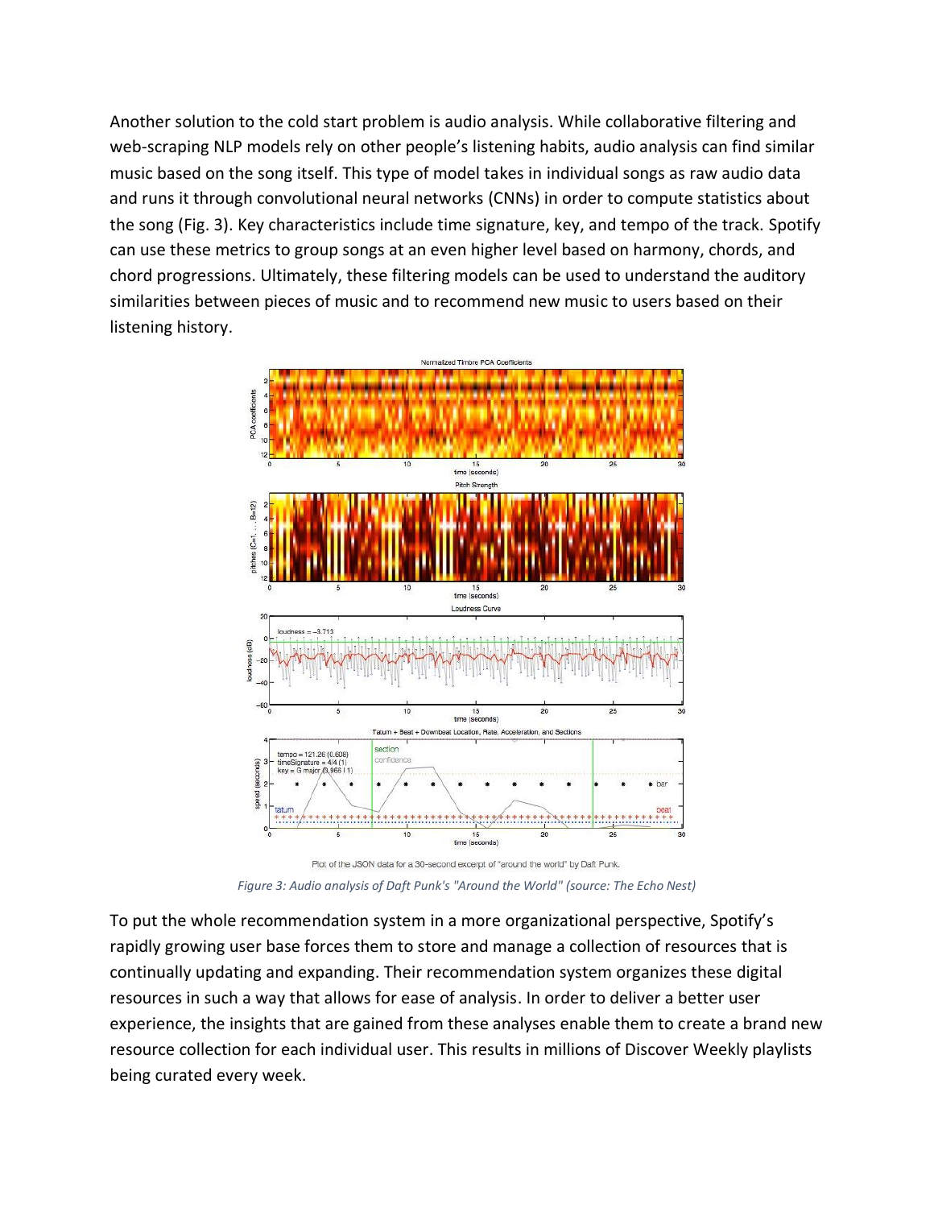Another solution to the cold start problem is audio analysis. While collaborative filtering and web-scraping NLP models rely on other people's listening habits, audio analysis can find similar music based on the song itself. This type of model takes in individual songs as raw audio data and runs it through convolutional neural networks (CNNs) in order to compute statistics about the song (Fig. 3). Key characteristics include time signature, key, and tempo of the track. Spotify can use these metrics to group songs at an even higher level based on harmony, chords, and chord progressions. Ultimately, these filtering models can be used to understand the auditory similarities between pieces of music and to recommend new music to users based on their listening history.

Plot of the JSON data for a 30-second excerpt of "around the world" by Daft Punk.

*Figure 3: Audio analysis of Daft Punk's "Around the World" (source: The Echo Nest)*

To put the whole recommendation system in a more organizational perspective, Spotify's rapidly growing user base forces them to store and manage a collection of resources that is continually updating and expanding. Their recommendation system organizes these digital resources in such a way that allows for ease of analysis. In order to deliver a better user experience, the insights that are gained from these analyses enable them to create a brand new resource collection for each individual user. This results in millions of Discover Weekly playlists being curated every week.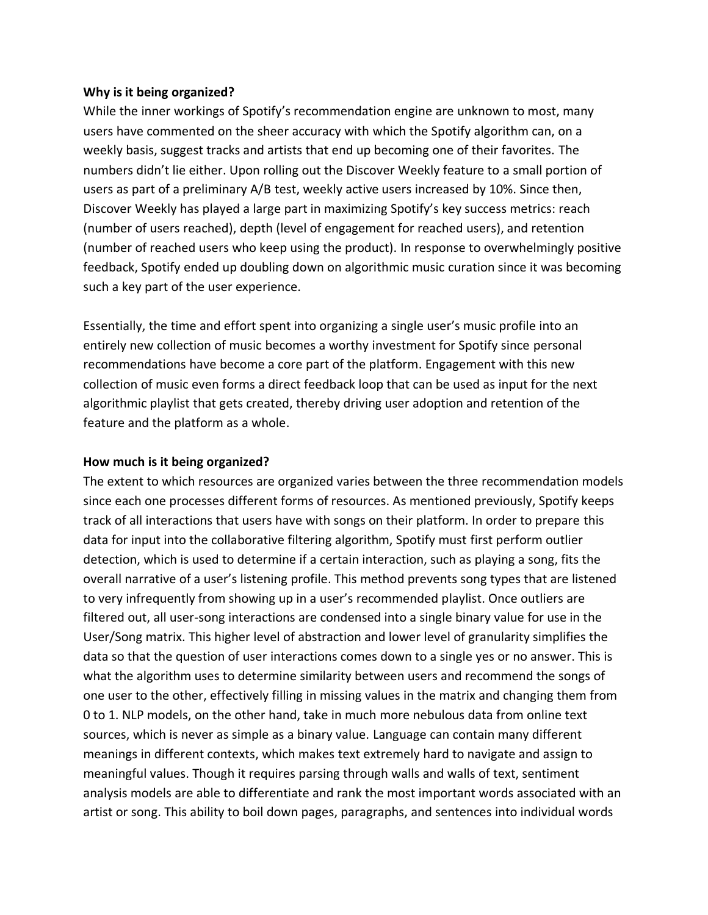**Why is it being organized?**

While the inner workings of Spotify's recommendation engine are unknown to most, many users have commented on the sheer accuracy with which the Spotify algorithm can, on a weekly basis, suggest tracks and artists that end up becoming one of their favorites. The numbers didn't lie either. Upon rolling out the Discover Weekly feature to a small portion of users as part of a preliminary A/B test, weekly active users increased by 10%. Since then, Discover Weekly has played a large part in maximizing Spotify's key success metrics: reach (number of users reached), depth (level of engagement for reached users), and retention (number of reached users who keep using the product). In response to overwhelmingly positive feedback, Spotify ended up doubling down on algorithmic music curation since it was becoming such a key part of the user experience.

Essentially, the time and effort spent into organizing a single user's music profile into an entirely new collection of music becomes a worthy investment for Spotify since personal recommendations have become a core part of the platform. Engagement with this new collection of music even forms a direct feedback loop that can be used as input for the next algorithmic playlist that gets created, thereby driving user adoption and retention of the feature and the platform as a whole.

**How much is it being organized?**

The extent to which resources are organized varies between the three recommendation models since each one processes different forms of resources. As mentioned previously, Spotify keeps track of all interactions that users have with songs on their platform. In order to prepare this data for input into the collaborative filtering algorithm, Spotify must first perform outlier detection, which is used to determine if a certain interaction, such as playing a song, fits the overall narrative of a user's listening profile. This method prevents song types that are listened to very infrequently from showing up in a user's recommended playlist. Once outliers are filtered out, all user-song interactions are condensed into a single binary value for use in the User/Song matrix. This higher level of abstraction and lower level of granularity simplifies the data so that the question of user interactions comes down to a single yes or no answer. This is what the algorithm uses to determine similarity between users and recommend the songs of one user to the other, effectively filling in missing values in the matrix and changing them from 0 to 1. NLP models, on the other hand, take in much more nebulous data from online text sources, which is never as simple as a binary value. Language can contain many different meanings in different contexts, which makes text extremely hard to navigate and assign to meaningful values. Though it requires parsing through walls and walls of text, sentiment analysis models are able to differentiate and rank the most important words associated with an artist or song. This ability to boil down pages, paragraphs, and sentences into individual words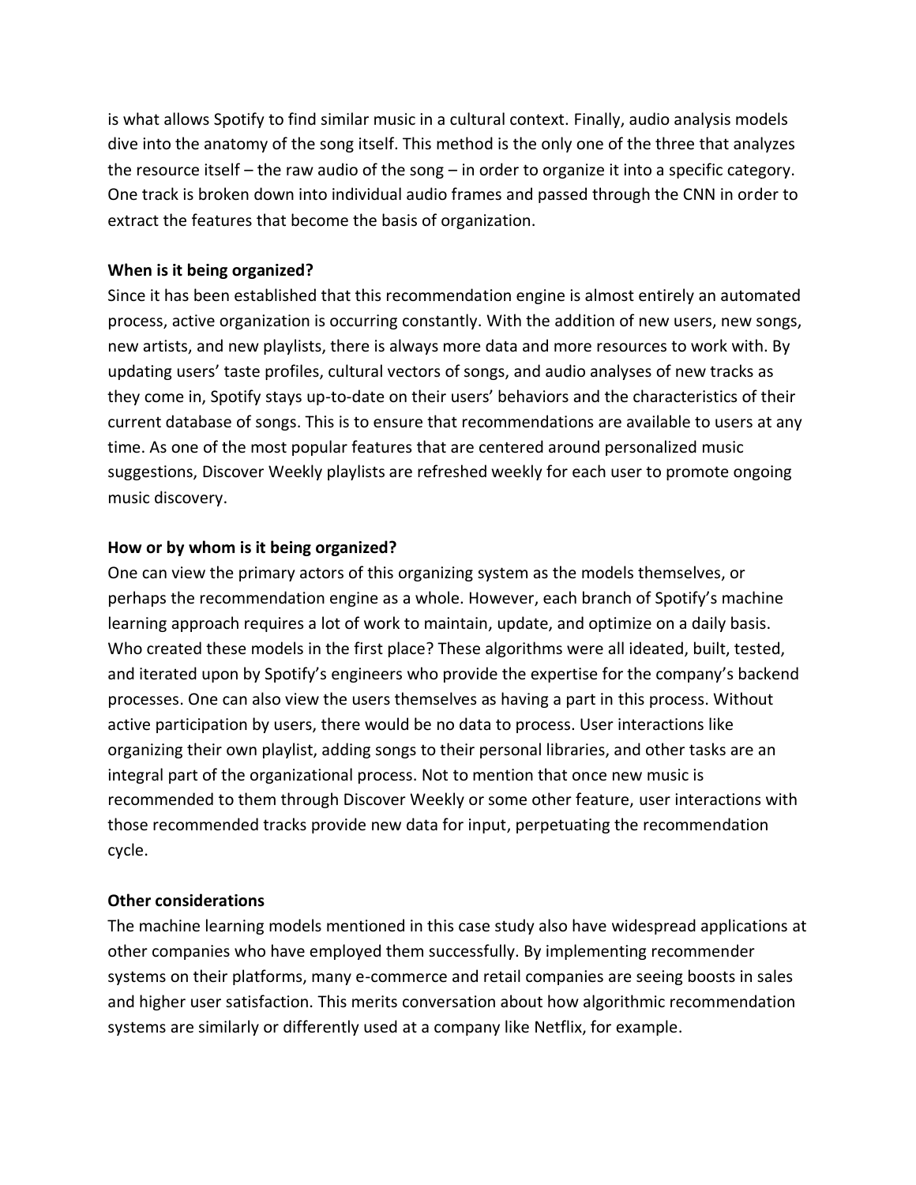is what allows Spotify to find similar music in a cultural context. Finally, audio analysis models dive into the anatomy of the song itself. This method is the only one of the three that analyzes the resource itself – the raw audio of the song – in order to organize it into a specific category. One track is broken down into individual audio frames and passed through the CNN in order to extract the features that become the basis of organization.

**When is it being organized?**

Since it has been established that this recommendation engine is almost entirely an automated process, active organization is occurring constantly. With the addition of new users, new songs, new artists, and new playlists, there is always more data and more resources to work with. By updating users' taste profiles, cultural vectors of songs, and audio analyses of new tracks as they come in, Spotify stays up-to-date on their users' behaviors and the characteristics of their current database of songs. This is to ensure that recommendations are available to users at any time. As one of the most popular features that are centered around personalized music suggestions, Discover Weekly playlists are refreshed weekly for each user to promote ongoing music discovery.

**How or by whom is it being organized?**

One can view the primary actors of this organizing system as the models themselves, or perhaps the recommendation engine as a whole. However, each branch of Spotify's machine learning approach requires a lot of work to maintain, update, and optimize on a daily basis. Who created these models in the first place? These algorithms were all ideated, built, tested, and iterated upon by Spotify's engineers who provide the expertise for the company's backend processes. One can also view the users themselves as having a part in this process. Without active participation by users, there would be no data to process. User interactions like organizing their own playlist, adding songs to their personal libraries, and other tasks are an integral part of the organizational process. Not to mention that once new music is recommended to them through Discover Weekly or some other feature, user interactions with those recommended tracks provide new data for input, perpetuating the recommendation cycle.

**Other considerations**

The machine learning models mentioned in this case study also have widespread applications at other companies who have employed them successfully. By implementing recommender systems on their platforms, many e-commerce and retail companies are seeing boosts in sales and higher user satisfaction. This merits conversation about how algorithmic recommendation systems are similarly or differently used at a company like Netflix, for example.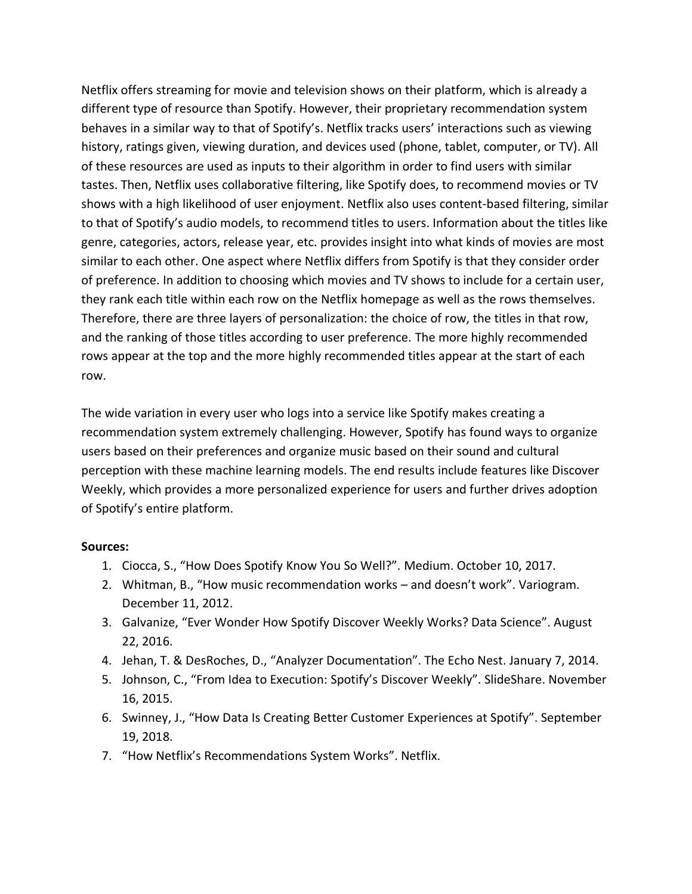Netflix offers streaming for movie and television shows on their platform, which is already a different type of resource than Spotify. However, their proprietary recommendation system behaves in a similar way to that of Spotify's. Netflix tracks users' interactions such as viewing history, ratings given, viewing duration, and devices used (phone, tablet, computer, or TV). All of these resources are used as inputs to their algorithm in order to find users with similar tastes. Then, Netflix uses collaborative filtering, like Spotify does, to recommend movies or TV shows with a high likelihood of user enjoyment. Netflix also uses content-based filtering, similar to that of Spotify's audio models, to recommend titles to users. Information about the titles like genre, categories, actors, release year, etc. provides insight into what kinds of movies are most similar to each other. One aspect where Netflix differs from Spotify is that they consider order of preference. In addition to choosing which movies and TV shows to include for a certain user, they rank each title within each row on the Netflix homepage as well as the rows themselves. Therefore, there are three layers of personalization: the choice of row, the titles in that row, and the ranking of those titles according to user preference. The more highly recommended rows appear at the top and the more highly recommended titles appear at the start of each row.

The wide variation in every user who logs into a service like Spotify makes creating a recommendation system extremely challenging. However, Spotify has found ways to organize users based on their preferences and organize music based on their sound and cultural perception with these machine learning models. The end results include features like Discover Weekly, which provides a more personalized experience for users and further drives adoption of Spotify's entire platform.

**Sources:**

1. Ciocca, S., "How Does Spotify Know You So Well?". Medium. October 10, 2017.
2. Whitman, B., "How music recommendation works – and doesn't work". Variogram. December 11, 2012.
3. Galvanize, "Ever Wonder How Spotify Discover Weekly Works? Data Science". August 22, 2016.
4. Jehan, T. & DesRoches, D., "Analyzer Documentation". The Echo Nest. January 7, 2014.
5. Johnson, C., "From Idea to Execution: Spotify's Discover Weekly". SlideShare. November 16, 2015.
6. Swinney, J., "How Data Is Creating Better Customer Experiences at Spotify". September 19, 2018.
7. "How Netflix's Recommendations System Works". Netflix.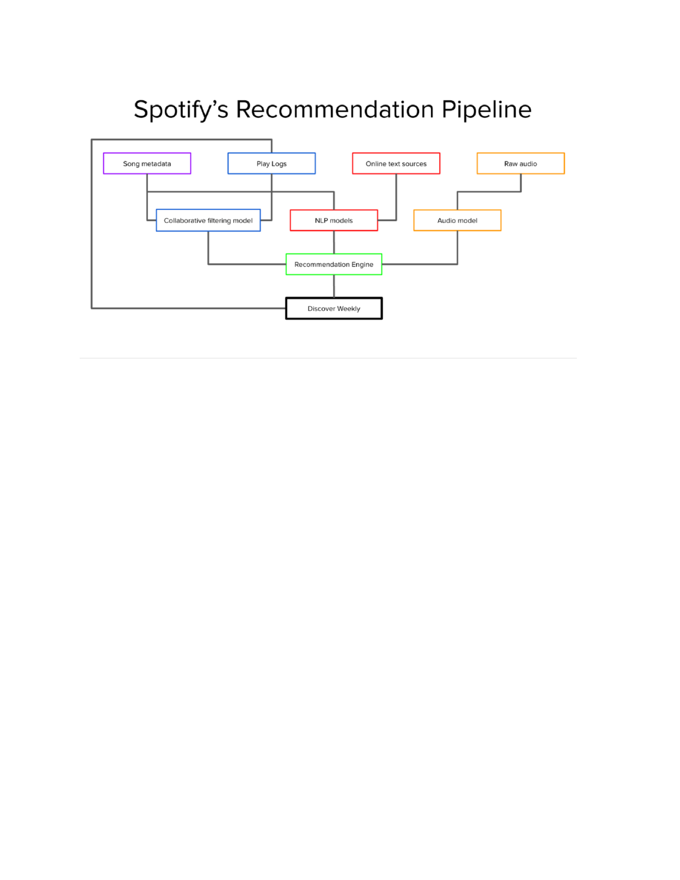# Spotify's Recommendation Pipeline

Song metadata

Play Logs

Online text sources

Raw audio

Collaborative filtering model

NLP models

Audio model

Recommendation Engine

Discover Weekly

---